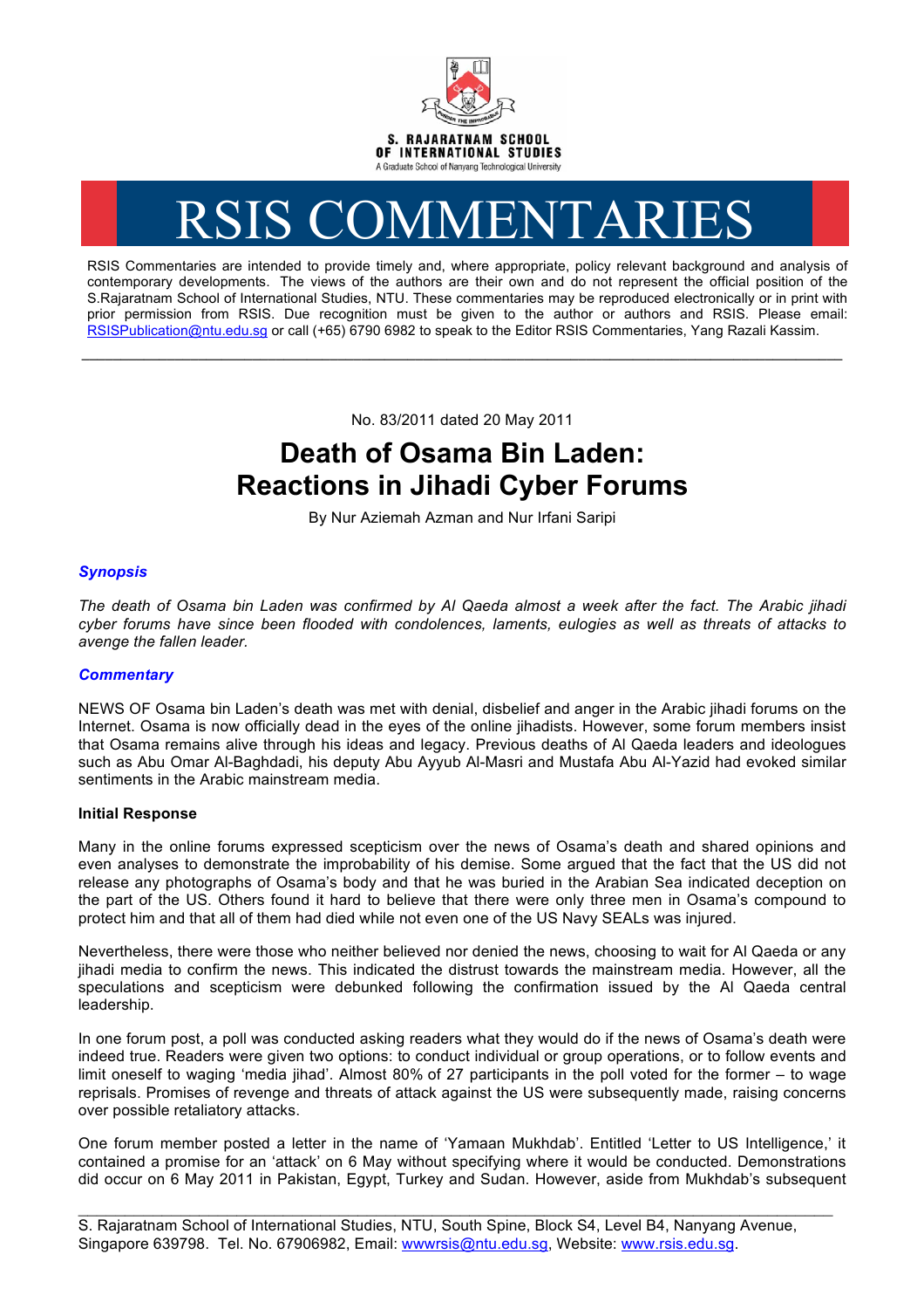S. RAJARATNAM SCHOOL OF INTERNATIONAL STUDIES

A Graduate School of Nanyang Technological University

# RSIS COMMENTARIES

RSIS Commentaries are intended to provide timely and, where appropriate, policy relevant background and analysis of contemporary developments. The views of the authors are their own and do not represent the official position of the S.Rajaratnam School of International Studies, NTU. These commentaries may be reproduced electronically or in print with prior permission from RSIS. Due recognition must be given to the author or authors and RSIS. Please email: RSISPublication@ntu.edu.sg or call (+65) 6790 6982 to speak to the Editor RSIS Commentaries, Yang Razali Kassim.

---

No. 83/2011 dated 20 May 2011

## Death of Osama Bin Laden: Reactions in Jihadi Cyber Forums

By Nur Aziemah Azman and Nur Irfani Saripi

### *Synopsis*

*The death of Osama bin Laden was confirmed by Al Qaeda almost a week after the fact. The Arabic jihadi cyber forums have since been flooded with condolences, laments, eulogies as well as threats of attacks to avenge the fallen leader.*

### *Commentary*

NEWS OF Osama bin Laden's death was met with denial, disbelief and anger in the Arabic jihadi forums on the Internet. Osama is now officially dead in the eyes of the online jihadists. However, some forum members insist that Osama remains alive through his ideas and legacy. Previous deaths of Al Qaeda leaders and ideologues such as Abu Omar Al-Baghdadi, his deputy Abu Ayyub Al-Masri and Mustafa Abu Al-Yazid had evoked similar sentiments in the Arabic mainstream media.

**Initial Response**

Many in the online forums expressed scepticism over the news of Osama's death and shared opinions and even analyses to demonstrate the improbability of his demise. Some argued that the fact that the US did not release any photographs of Osama's body and that he was buried in the Arabian Sea indicated deception on the part of the US. Others found it hard to believe that there were only three men in Osama's compound to protect him and that all of them had died while not even one of the US Navy SEALs was injured.

Nevertheless, there were those who neither believed nor denied the news, choosing to wait for Al Qaeda or any jihadi media to confirm the news. This indicated the distrust towards the mainstream media. However, all the speculations and scepticism were debunked following the confirmation issued by the Al Qaeda central leadership.

In one forum post, a poll was conducted asking readers what they would do if the news of Osama's death were indeed true. Readers were given two options: to conduct individual or group operations, or to follow events and limit oneself to waging 'media jihad'. Almost 80% of 27 participants in the poll voted for the former – to wage reprisals. Promises of revenge and threats of attack against the US were subsequently made, raising concerns over possible retaliatory attacks.

One forum member posted a letter in the name of 'Yamaan Mukhdab'. Entitled 'Letter to US Intelligence,' it contained a promise for an 'attack' on 6 May without specifying where it would be conducted. Demonstrations did occur on 6 May 2011 in Pakistan, Egypt, Turkey and Sudan. However, aside from Mukhdab's subsequent

---

S. Rajaratnam School of International Studies, NTU, South Spine, Block S4, Level B4, Nanyang Avenue, Singapore 639798. Tel. No. 67906982, Email: wwwrsis@ntu.edu.sg, Website: www.rsis.edu.sg.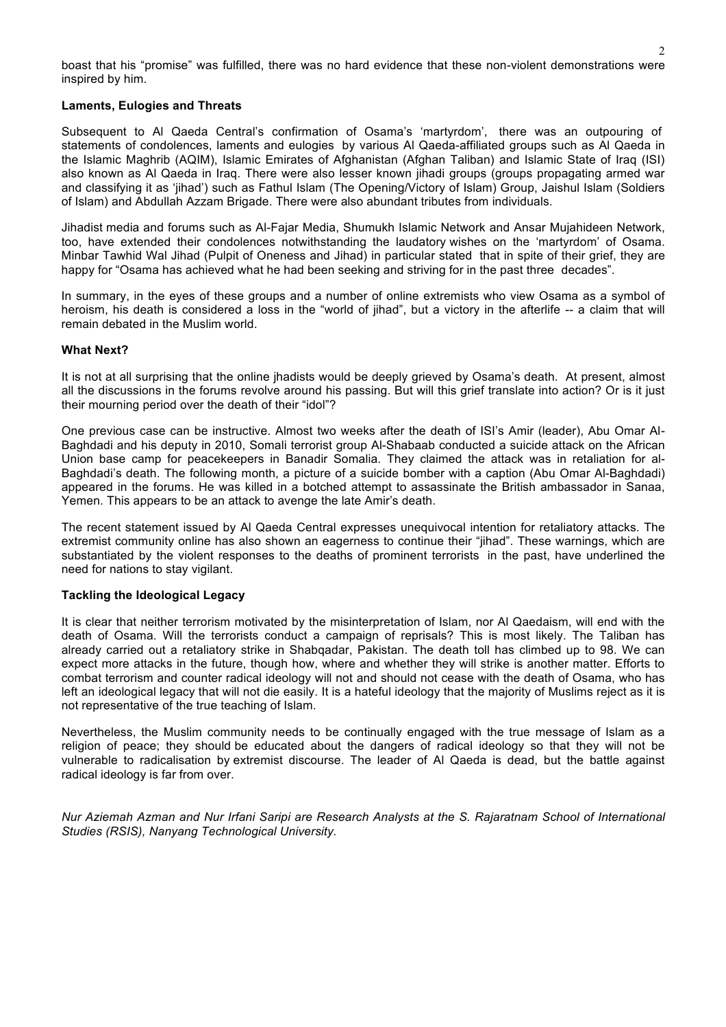boast that his "promise" was fulfilled, there was no hard evidence that these non-violent demonstrations were inspired by him.

**Laments, Eulogies and Threats**

Subsequent to Al Qaeda Central's confirmation of Osama's 'martyrdom', there was an outpouring of statements of condolences, laments and eulogies by various Al Qaeda-affiliated groups such as Al Qaeda in the Islamic Maghrib (AQIM), Islamic Emirates of Afghanistan (Afghan Taliban) and Islamic State of Iraq (ISI) also known as Al Qaeda in Iraq. There were also lesser known jihadi groups (groups propagating armed war and classifying it as 'jihad') such as Fathul Islam (The Opening/Victory of Islam) Group, Jaishul Islam (Soldiers of Islam) and Abdullah Azzam Brigade. There were also abundant tributes from individuals.

Jihadist media and forums such as Al-Fajar Media, Shumukh Islamic Network and Ansar Mujahideen Network, too, have extended their condolences notwithstanding the laudatory wishes on the 'martyrdom' of Osama. Minbar Tawhid Wal Jihad (Pulpit of Oneness and Jihad) in particular stated that in spite of their grief, they are happy for "Osama has achieved what he had been seeking and striving for in the past three decades".

In summary, in the eyes of these groups and a number of online extremists who view Osama as a symbol of heroism, his death is considered a loss in the "world of jihad", but a victory in the afterlife -- a claim that will remain debated in the Muslim world.

**What Next?**

It is not at all surprising that the online jhadists would be deeply grieved by Osama's death. At present, almost all the discussions in the forums revolve around his passing. But will this grief translate into action? Or is it just their mourning period over the death of their "idol"?

One previous case can be instructive. Almost two weeks after the death of ISI's Amir (leader), Abu Omar Al-Baghdadi and his deputy in 2010, Somali terrorist group Al-Shabaab conducted a suicide attack on the African Union base camp for peacekeepers in Banadir Somalia. They claimed the attack was in retaliation for al-Baghdadi's death. The following month, a picture of a suicide bomber with a caption (Abu Omar Al-Baghdadi) appeared in the forums. He was killed in a botched attempt to assassinate the British ambassador in Sanaa, Yemen. This appears to be an attack to avenge the late Amir's death.

The recent statement issued by Al Qaeda Central expresses unequivocal intention for retaliatory attacks. The extremist community online has also shown an eagerness to continue their "jihad". These warnings, which are substantiated by the violent responses to the deaths of prominent terrorists in the past, have underlined the need for nations to stay vigilant.

**Tackling the Ideological Legacy**

It is clear that neither terrorism motivated by the misinterpretation of Islam, nor Al Qaedaism, will end with the death of Osama. Will the terrorists conduct a campaign of reprisals? This is most likely. The Taliban has already carried out a retaliatory strike in Shabqadar, Pakistan. The death toll has climbed up to 98. We can expect more attacks in the future, though how, where and whether they will strike is another matter. Efforts to combat terrorism and counter radical ideology will not and should not cease with the death of Osama, who has left an ideological legacy that will not die easily. It is a hateful ideology that the majority of Muslims reject as it is not representative of the true teaching of Islam.

Nevertheless, the Muslim community needs to be continually engaged with the true message of Islam as a religion of peace; they should be educated about the dangers of radical ideology so that they will not be vulnerable to radicalisation by extremist discourse. The leader of Al Qaeda is dead, but the battle against radical ideology is far from over.

*Nur Aziemah Azman and Nur Irfani Saripi are Research Analysts at the S. Rajaratnam School of International Studies (RSIS), Nanyang Technological University.*